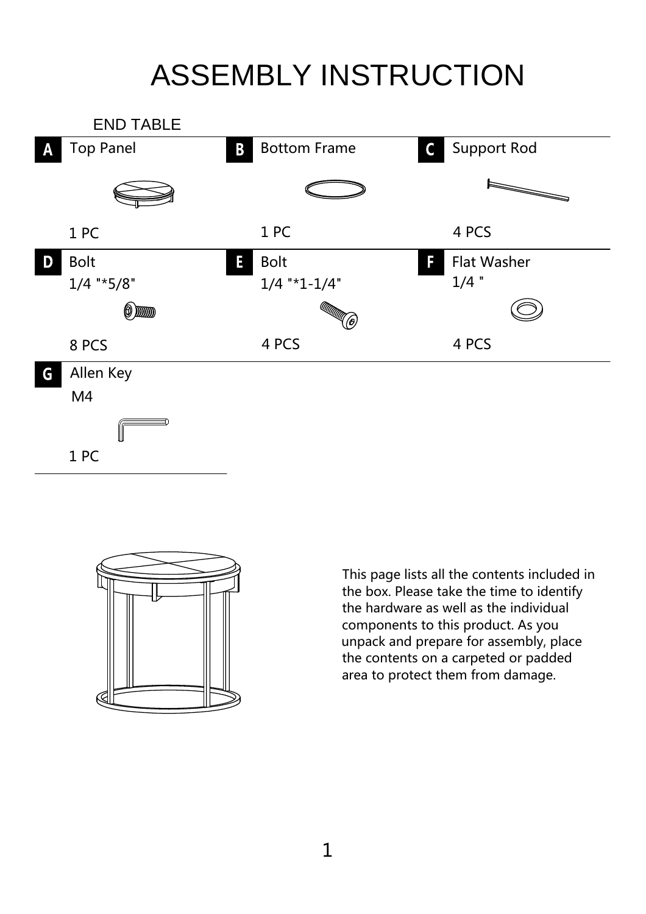# ASSEMBLY INSTRUCTION

## END TABLE

| | | |
|---|---|---|
| **A** Top Panel<br>1 PC | **B** Bottom Frame<br>1 PC | **C** Support Rod<br>4 PCS |
| **D** Bolt<br>1/4 "*5/8"<br>8 PCS | **E** Bolt<br>1/4 "*1-1/4"<br>4 PCS | **F** Flat Washer<br>1/4 "<br>4 PCS |
| **G** Allen Key<br>M4<br>1 PC | | |

This page lists all the contents included in the box. Please take the time to identify the hardware as well as the individual components to this product. As you unpack and prepare for assembly, place the contents on a carpeted or padded area to protect them from damage.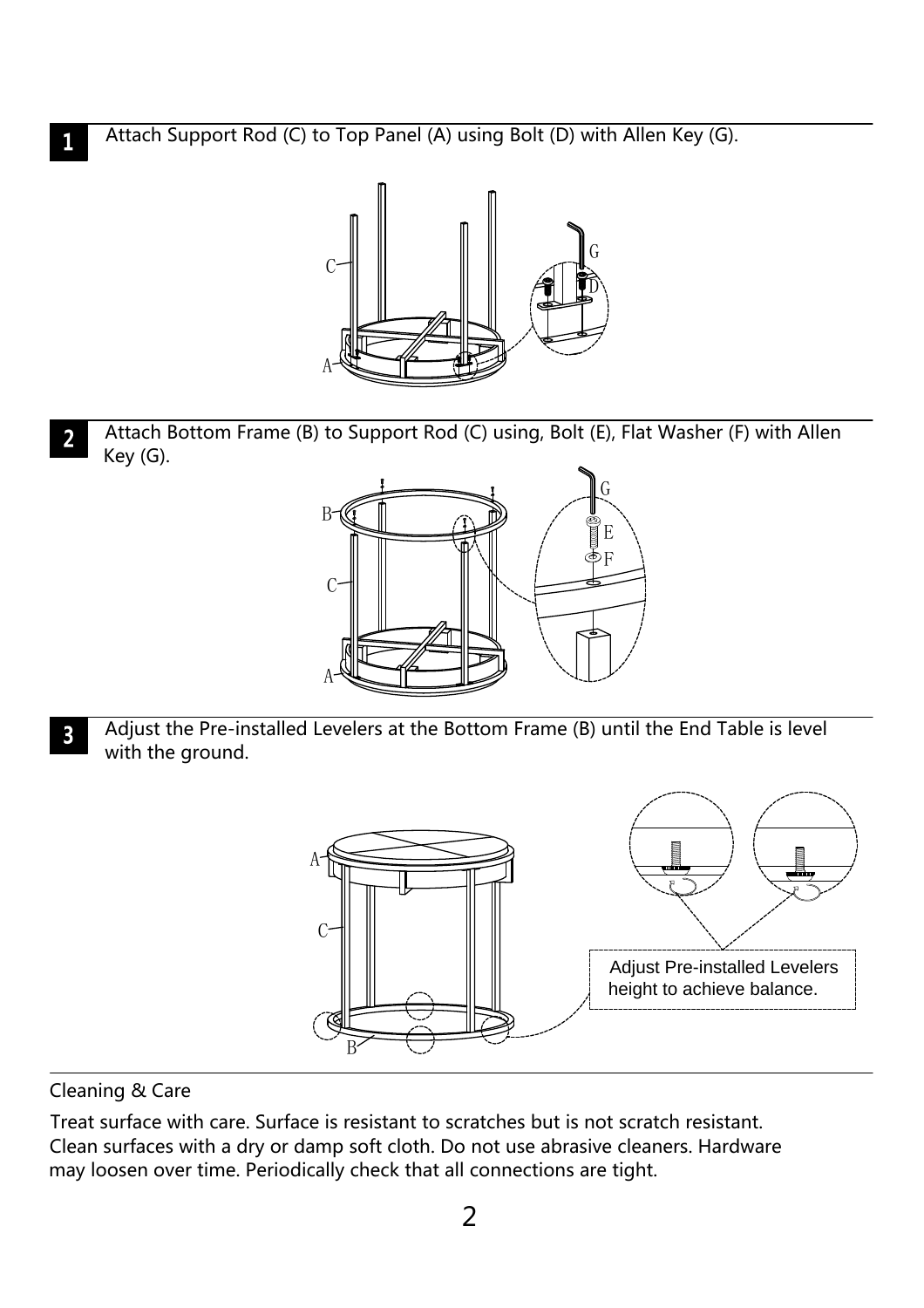**1** Attach Support Rod (C) to Top Panel (A) using Bolt (D) with Allen Key (G).

C

G

D

A

**2** Attach Bottom Frame (B) to Support Rod (C) using, Bolt (E), Flat Washer (F) with Allen Key (G).

G

B

E

F

C

A

**3** Adjust the Pre-installed Levelers at the Bottom Frame (B) until the End Table is level with the ground.

A

C

Adjust Pre-installed Levelers height to achieve balance.

B

Cleaning & Care

Treat surface with care. Surface is resistant to scratches but is not scratch resistant. Clean surfaces with a dry or damp soft cloth. Do not use abrasive cleaners. Hardware may loosen over time. Periodically check that all connections are tight.